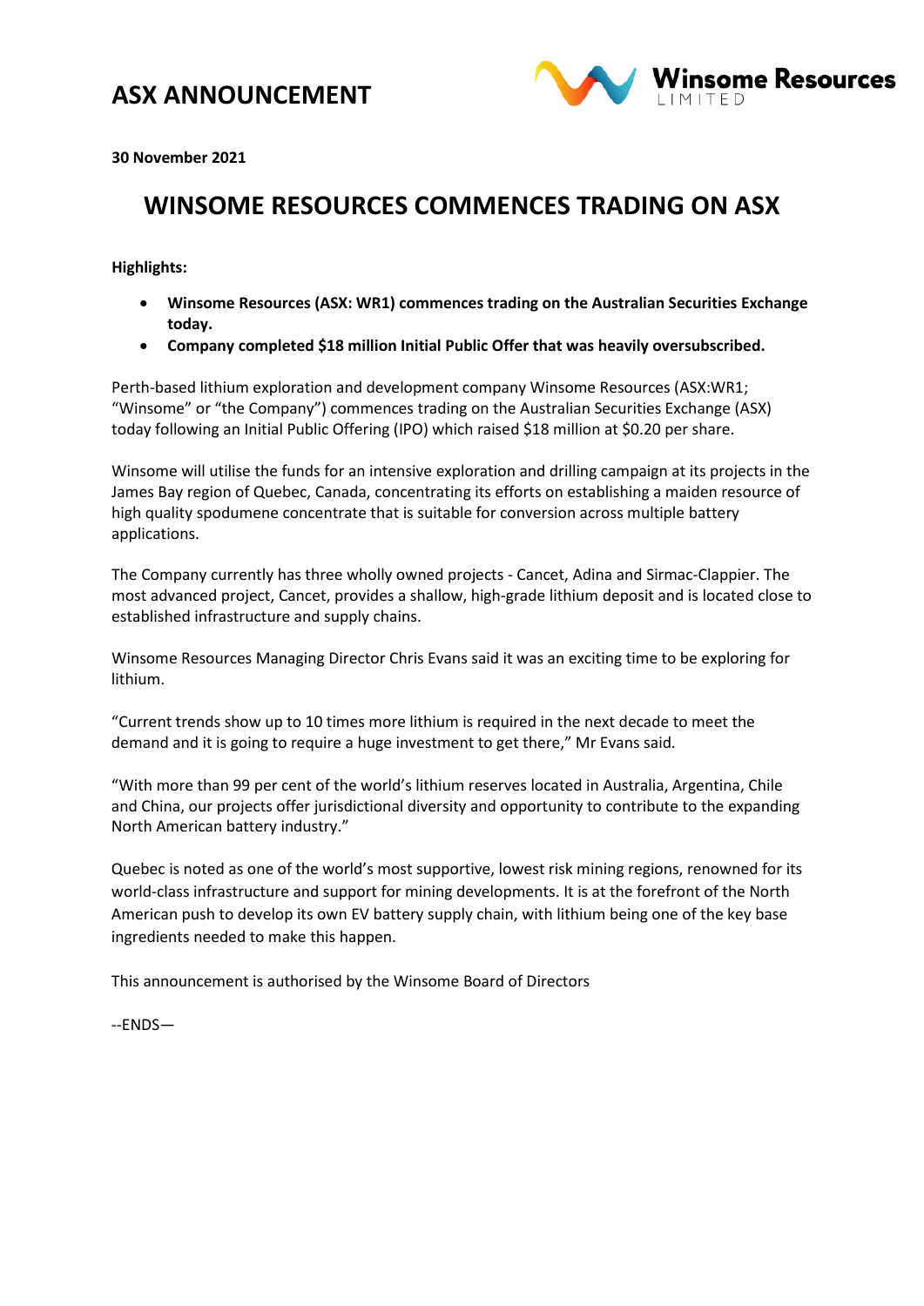# ASX ANNOUNCEMENT

Winsome Resources LIMITED

**30 November 2021**

## WINSOME RESOURCES COMMENCES TRADING ON ASX

**Highlights:**

- **Winsome Resources (ASX: WR1) commences trading on the Australian Securities Exchange today.**
- **Company completed $18 million Initial Public Offer that was heavily oversubscribed.**

Perth-based lithium exploration and development company Winsome Resources (ASX:WR1; "Winsome" or "the Company") commences trading on the Australian Securities Exchange (ASX) today following an Initial Public Offering (IPO) which raised $18 million at $0.20 per share.

Winsome will utilise the funds for an intensive exploration and drilling campaign at its projects in the James Bay region of Quebec, Canada, concentrating its efforts on establishing a maiden resource of high quality spodumene concentrate that is suitable for conversion across multiple battery applications.

The Company currently has three wholly owned projects - Cancet, Adina and Sirmac-Clappier. The most advanced project, Cancet, provides a shallow, high-grade lithium deposit and is located close to established infrastructure and supply chains.

Winsome Resources Managing Director Chris Evans said it was an exciting time to be exploring for lithium.

"Current trends show up to 10 times more lithium is required in the next decade to meet the demand and it is going to require a huge investment to get there," Mr Evans said.

"With more than 99 per cent of the world's lithium reserves located in Australia, Argentina, Chile and China, our projects offer jurisdictional diversity and opportunity to contribute to the expanding North American battery industry."

Quebec is noted as one of the world's most supportive, lowest risk mining regions, renowned for its world-class infrastructure and support for mining developments. It is at the forefront of the North American push to develop its own EV battery supply chain, with lithium being one of the key base ingredients needed to make this happen.

This announcement is authorised by the Winsome Board of Directors

--ENDS—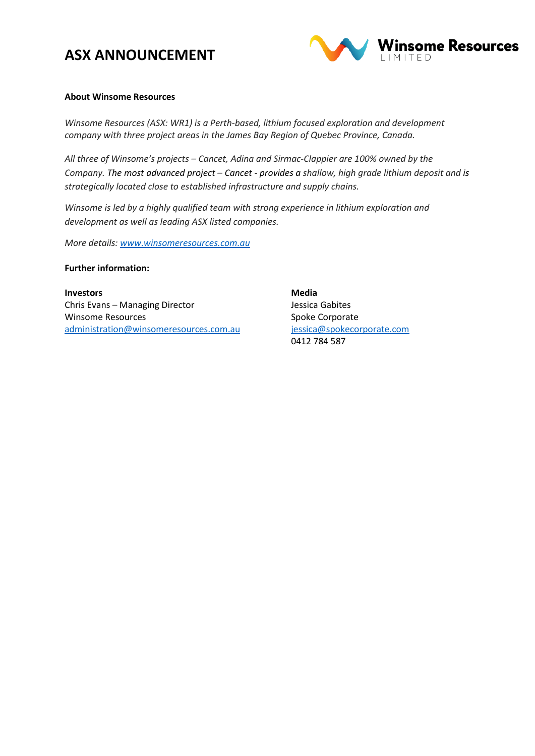**About Winsome Resources**

*Winsome Resources (ASX: WR1) is a Perth-based, lithium focused exploration and development company with three project areas in the James Bay Region of Quebec Province, Canada.*

*All three of Winsome's projects – Cancet, Adina and Sirmac-Clappier are 100% owned by the Company. The most advanced project – Cancet - provides a shallow, high grade lithium deposit and is strategically located close to established infrastructure and supply chains.*

*Winsome is led by a highly qualified team with strong experience in lithium exploration and development as well as leading ASX listed companies.*

*More details: [www.winsomeresources.com.au](http://www.winsomeresources.com.au)*

**Further information:**

**Investors**
Chris Evans – Managing Director
Winsome Resources
[administration@winsomeresources.com.au](mailto:administration@winsomeresources.com.au)

**Media**
Jessica Gabites
Spoke Corporate
[jessica@spokecorporate.com](mailto:jessica@spokecorporate.com)
0412 784 587